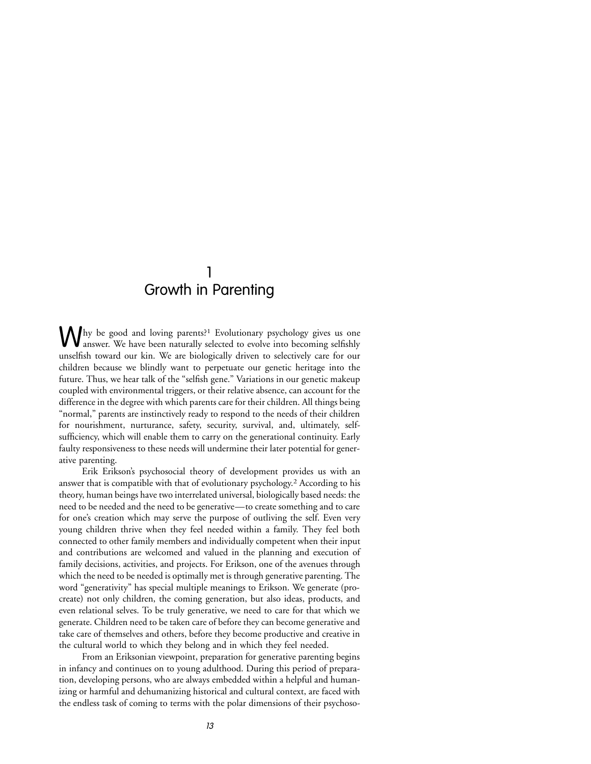# 1
# Growth in Parenting

Why be good and loving parents?[1] Evolutionary psychology gives us one answer. We have been naturally selected to evolve into becoming selfishly unselfish toward our kin. We are biologically driven to selectively care for our children because we blindly want to perpetuate our genetic heritage into the future. Thus, we hear talk of the "selfish gene." Variations in our genetic makeup coupled with environmental triggers, or their relative absence, can account for the difference in the degree with which parents care for their children. All things being "normal," parents are instinctively ready to respond to the needs of their children for nourishment, nurturance, safety, security, survival, and, ultimately, self-sufficiency, which will enable them to carry on the generational continuity. Early faulty responsiveness to these needs will undermine their later potential for generative parenting.

Erik Erikson's psychosocial theory of development provides us with an answer that is compatible with that of evolutionary psychology.[2] According to his theory, human beings have two interrelated universal, biologically based needs: the need to be needed and the need to be generative—to create something and to care for one's creation which may serve the purpose of outliving the self. Even very young children thrive when they feel needed within a family. They feel both connected to other family members and individually competent when their input and contributions are welcomed and valued in the planning and execution of family decisions, activities, and projects. For Erikson, one of the avenues through which the need to be needed is optimally met is through generative parenting. The word "generativity" has special multiple meanings to Erikson. We generate (procreate) not only children, the coming generation, but also ideas, products, and even relational selves. To be truly generative, we need to care for that which we generate. Children need to be taken care of before they can become generative and take care of themselves and others, before they become productive and creative in the cultural world to which they belong and in which they feel needed.

From an Eriksonian viewpoint, preparation for generative parenting begins in infancy and continues on to young adulthood. During this period of preparation, developing persons, who are always embedded within a helpful and humanizing or harmful and dehumanizing historical and cultural context, are faced with the endless task of coming to terms with the polar dimensions of their psychoso-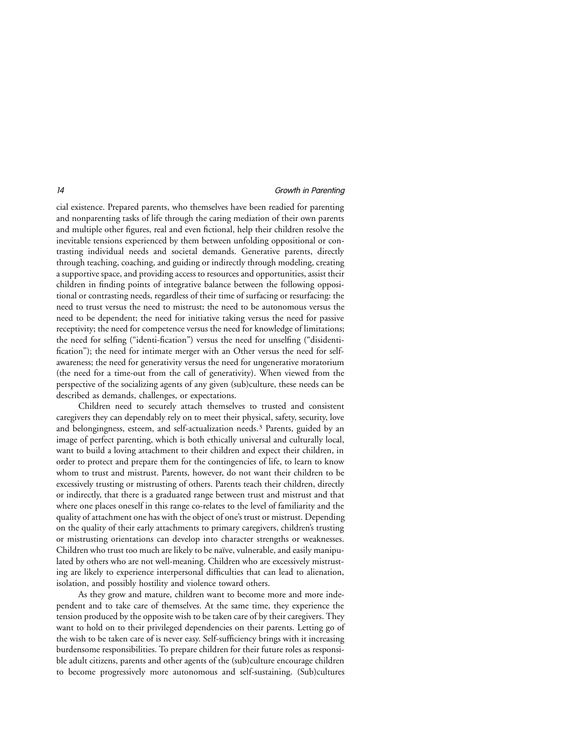cial existence. Prepared parents, who themselves have been readied for parenting and nonparenting tasks of life through the caring mediation of their own parents and multiple other figures, real and even fictional, help their children resolve the inevitable tensions experienced by them between unfolding oppositional or contrasting individual needs and societal demands. Generative parents, directly through teaching, coaching, and guiding or indirectly through modeling, creating a supportive space, and providing access to resources and opportunities, assist their children in finding points of integrative balance between the following oppositional or contrasting needs, regardless of their time of surfacing or resurfacing: the need to trust versus the need to mistrust; the need to be autonomous versus the need to be dependent; the need for initiative taking versus the need for passive receptivity; the need for competence versus the need for knowledge of limitations; the need for selfing ("identi-fication") versus the need for unselfing ("disidentification"); the need for intimate merger with an Other versus the need for self-awareness; the need for generativity versus the need for ungenerative moratorium (the need for a time-out from the call of generativity). When viewed from the perspective of the socializing agents of any given (sub)culture, these needs can be described as demands, challenges, or expectations.

Children need to securely attach themselves to trusted and consistent caregivers they can dependably rely on to meet their physical, safety, security, love and belongingness, esteem, and self-actualization needs.[3] Parents, guided by an image of perfect parenting, which is both ethically universal and culturally local, want to build a loving attachment to their children and expect their children, in order to protect and prepare them for the contingencies of life, to learn to know whom to trust and mistrust. Parents, however, do not want their children to be excessively trusting or mistrusting of others. Parents teach their children, directly or indirectly, that there is a graduated range between trust and mistrust and that where one places oneself in this range co-relates to the level of familiarity and the quality of attachment one has with the object of one's trust or mistrust. Depending on the quality of their early attachments to primary caregivers, children's trusting or mistrusting orientations can develop into character strengths or weaknesses. Children who trust too much are likely to be naïve, vulnerable, and easily manipulated by others who are not well-meaning. Children who are excessively mistrusting are likely to experience interpersonal difficulties that can lead to alienation, isolation, and possibly hostility and violence toward others.

As they grow and mature, children want to become more and more independent and to take care of themselves. At the same time, they experience the tension produced by the opposite wish to be taken care of by their caregivers. They want to hold on to their privileged dependencies on their parents. Letting go of the wish to be taken care of is never easy. Self-sufficiency brings with it increasing burdensome responsibilities. To prepare children for their future roles as responsible adult citizens, parents and other agents of the (sub)culture encourage children to become progressively more autonomous and self-sustaining. (Sub)cultures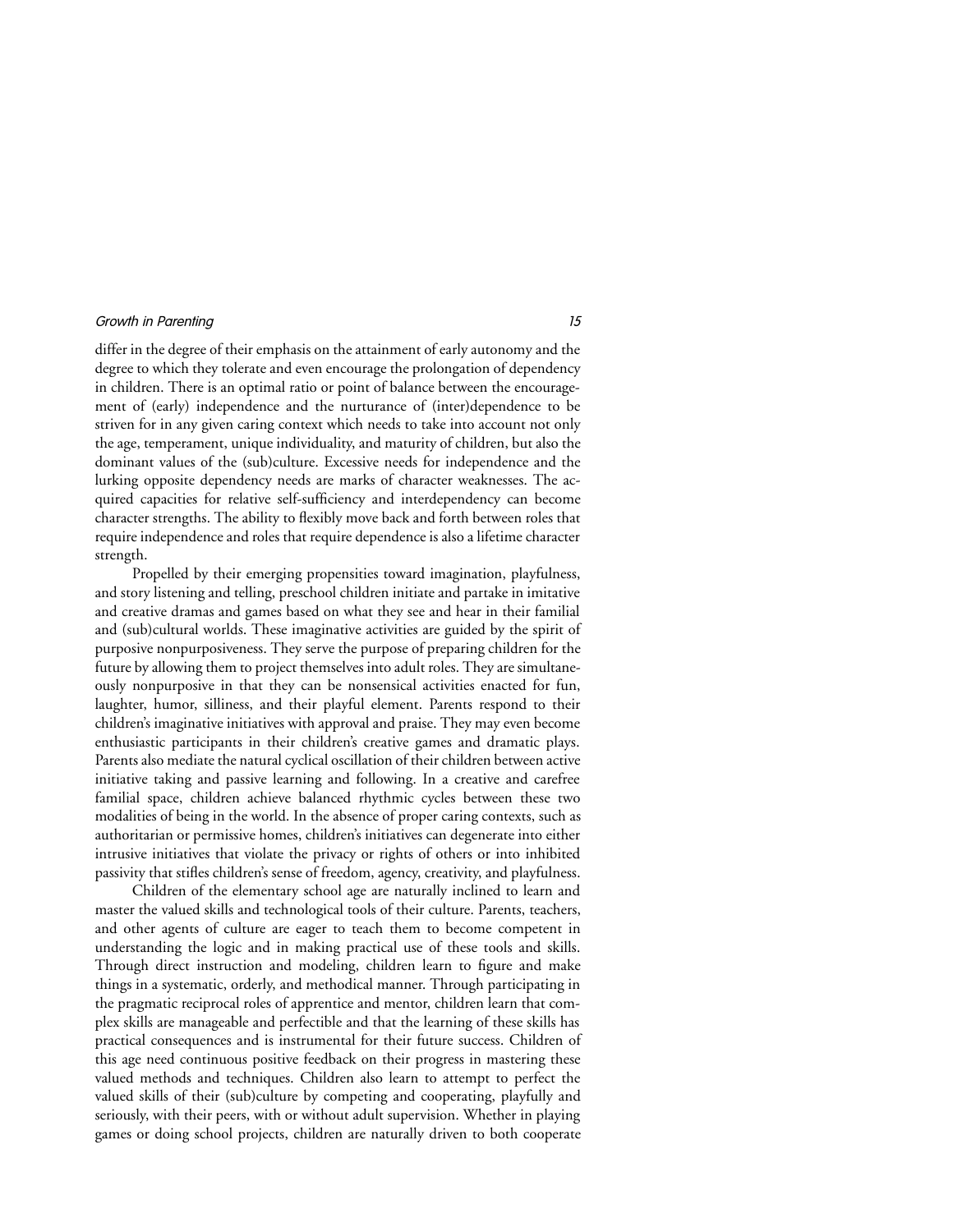differ in the degree of their emphasis on the attainment of early autonomy and the degree to which they tolerate and even encourage the prolongation of dependency in children. There is an optimal ratio or point of balance between the encouragement of (early) independence and the nurturance of (inter)dependence to be striven for in any given caring context which needs to take into account not only the age, temperament, unique individuality, and maturity of children, but also the dominant values of the (sub)culture. Excessive needs for independence and the lurking opposite dependency needs are marks of character weaknesses. The acquired capacities for relative self-sufficiency and interdependency can become character strengths. The ability to flexibly move back and forth between roles that require independence and roles that require dependence is also a lifetime character strength.

Propelled by their emerging propensities toward imagination, playfulness, and story listening and telling, preschool children initiate and partake in imitative and creative dramas and games based on what they see and hear in their familial and (sub)cultural worlds. These imaginative activities are guided by the spirit of purposive nonpurposiveness. They serve the purpose of preparing children for the future by allowing them to project themselves into adult roles. They are simultaneously nonpurposive in that they can be nonsensical activities enacted for fun, laughter, humor, silliness, and their playful element. Parents respond to their children's imaginative initiatives with approval and praise. They may even become enthusiastic participants in their children's creative games and dramatic plays. Parents also mediate the natural cyclical oscillation of their children between active initiative taking and passive learning and following. In a creative and carefree familial space, children achieve balanced rhythmic cycles between these two modalities of being in the world. In the absence of proper caring contexts, such as authoritarian or permissive homes, children's initiatives can degenerate into either intrusive initiatives that violate the privacy or rights of others or into inhibited passivity that stifles children's sense of freedom, agency, creativity, and playfulness.

Children of the elementary school age are naturally inclined to learn and master the valued skills and technological tools of their culture. Parents, teachers, and other agents of culture are eager to teach them to become competent in understanding the logic and in making practical use of these tools and skills. Through direct instruction and modeling, children learn to figure and make things in a systematic, orderly, and methodical manner. Through participating in the pragmatic reciprocal roles of apprentice and mentor, children learn that complex skills are manageable and perfectible and that the learning of these skills has practical consequences and is instrumental for their future success. Children of this age need continuous positive feedback on their progress in mastering these valued methods and techniques. Children also learn to attempt to perfect the valued skills of their (sub)culture by competing and cooperating, playfully and seriously, with their peers, with or without adult supervision. Whether in playing games or doing school projects, children are naturally driven to both cooperate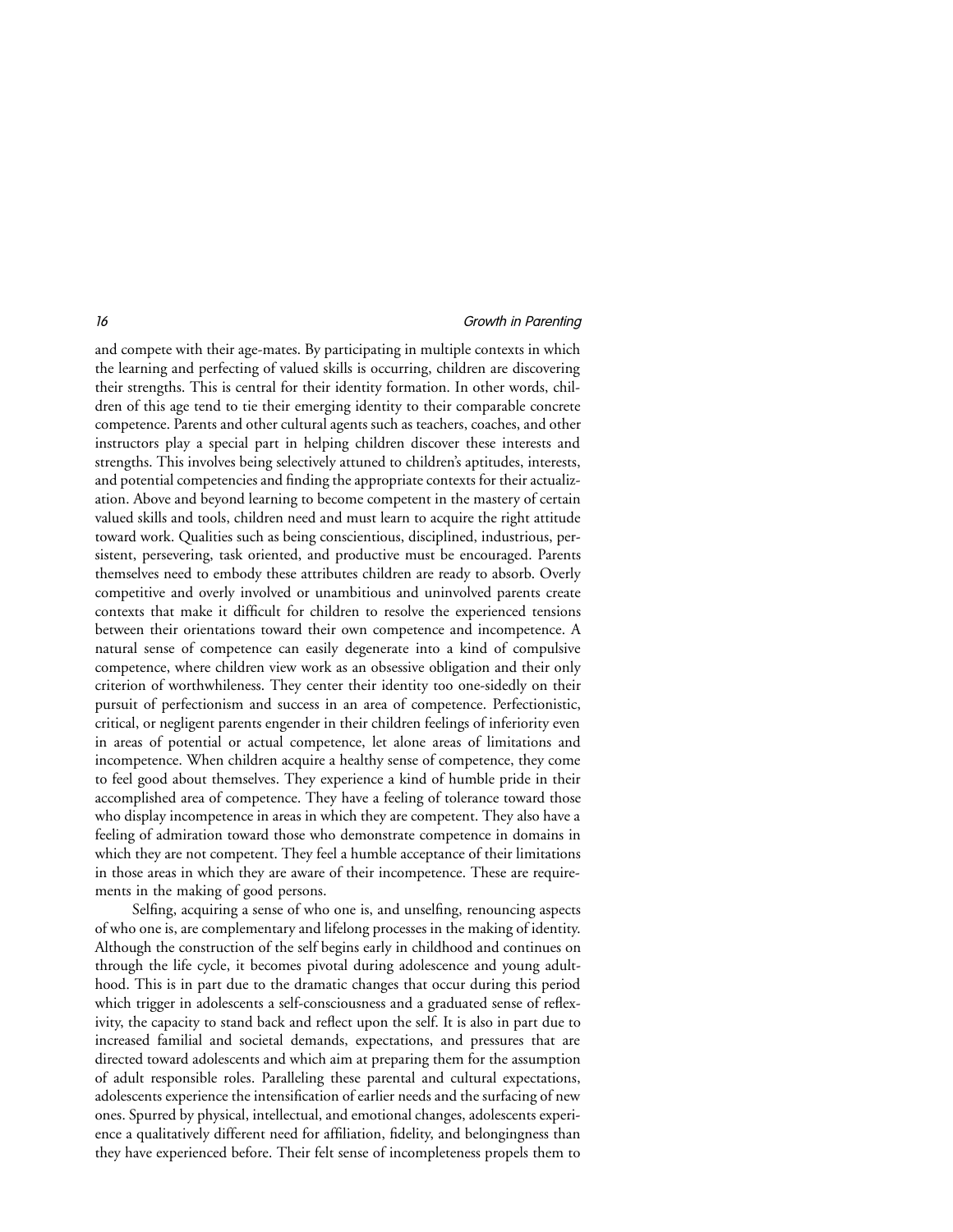and compete with their age-mates. By participating in multiple contexts in which the learning and perfecting of valued skills is occurring, children are discovering their strengths. This is central for their identity formation. In other words, children of this age tend to tie their emerging identity to their comparable concrete competence. Parents and other cultural agents such as teachers, coaches, and other instructors play a special part in helping children discover these interests and strengths. This involves being selectively attuned to children's aptitudes, interests, and potential competencies and finding the appropriate contexts for their actualization. Above and beyond learning to become competent in the mastery of certain valued skills and tools, children need and must learn to acquire the right attitude toward work. Qualities such as being conscientious, disciplined, industrious, persistent, persevering, task oriented, and productive must be encouraged. Parents themselves need to embody these attributes children are ready to absorb. Overly competitive and overly involved or unambitious and uninvolved parents create contexts that make it difficult for children to resolve the experienced tensions between their orientations toward their own competence and incompetence. A natural sense of competence can easily degenerate into a kind of compulsive competence, where children view work as an obsessive obligation and their only criterion of worthwhileness. They center their identity too one-sidedly on their pursuit of perfectionism and success in an area of competence. Perfectionistic, critical, or negligent parents engender in their children feelings of inferiority even in areas of potential or actual competence, let alone areas of limitations and incompetence. When children acquire a healthy sense of competence, they come to feel good about themselves. They experience a kind of humble pride in their accomplished area of competence. They have a feeling of tolerance toward those who display incompetence in areas in which they are competent. They also have a feeling of admiration toward those who demonstrate competence in domains in which they are not competent. They feel a humble acceptance of their limitations in those areas in which they are aware of their incompetence. These are requirements in the making of good persons.

Selfing, acquiring a sense of who one is, and unselfing, renouncing aspects of who one is, are complementary and lifelong processes in the making of identity. Although the construction of the self begins early in childhood and continues on through the life cycle, it becomes pivotal during adolescence and young adulthood. This is in part due to the dramatic changes that occur during this period which trigger in adolescents a self-consciousness and a graduated sense of reflexivity, the capacity to stand back and reflect upon the self. It is also in part due to increased familial and societal demands, expectations, and pressures that are directed toward adolescents and which aim at preparing them for the assumption of adult responsible roles. Paralleling these parental and cultural expectations, adolescents experience the intensification of earlier needs and the surfacing of new ones. Spurred by physical, intellectual, and emotional changes, adolescents experience a qualitatively different need for affiliation, fidelity, and belongingness than they have experienced before. Their felt sense of incompleteness propels them to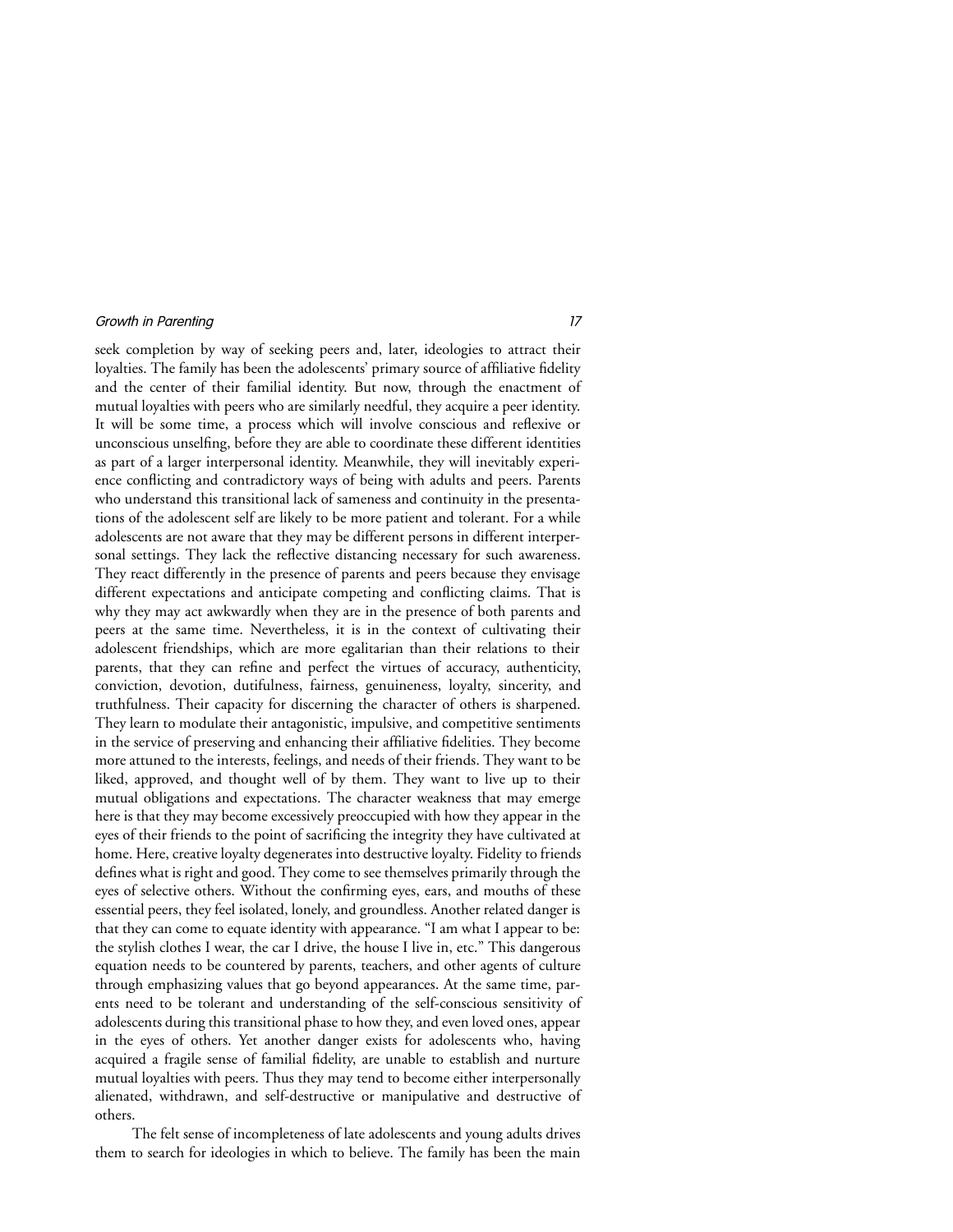seek completion by way of seeking peers and, later, ideologies to attract their loyalties. The family has been the adolescents' primary source of affiliative fidelity and the center of their familial identity. But now, through the enactment of mutual loyalties with peers who are similarly needful, they acquire a peer identity. It will be some time, a process which will involve conscious and reflexive or unconscious unselfing, before they are able to coordinate these different identities as part of a larger interpersonal identity. Meanwhile, they will inevitably experience conflicting and contradictory ways of being with adults and peers. Parents who understand this transitional lack of sameness and continuity in the presentations of the adolescent self are likely to be more patient and tolerant. For a while adolescents are not aware that they may be different persons in different interpersonal settings. They lack the reflective distancing necessary for such awareness. They react differently in the presence of parents and peers because they envisage different expectations and anticipate competing and conflicting claims. That is why they may act awkwardly when they are in the presence of both parents and peers at the same time. Nevertheless, it is in the context of cultivating their adolescent friendships, which are more egalitarian than their relations to their parents, that they can refine and perfect the virtues of accuracy, authenticity, conviction, devotion, dutifulness, fairness, genuineness, loyalty, sincerity, and truthfulness. Their capacity for discerning the character of others is sharpened. They learn to modulate their antagonistic, impulsive, and competitive sentiments in the service of preserving and enhancing their affiliative fidelities. They become more attuned to the interests, feelings, and needs of their friends. They want to be liked, approved, and thought well of by them. They want to live up to their mutual obligations and expectations. The character weakness that may emerge here is that they may become excessively preoccupied with how they appear in the eyes of their friends to the point of sacrificing the integrity they have cultivated at home. Here, creative loyalty degenerates into destructive loyalty. Fidelity to friends defines what is right and good. They come to see themselves primarily through the eyes of selective others. Without the confirming eyes, ears, and mouths of these essential peers, they feel isolated, lonely, and groundless. Another related danger is that they can come to equate identity with appearance. "I am what I appear to be: the stylish clothes I wear, the car I drive, the house I live in, etc." This dangerous equation needs to be countered by parents, teachers, and other agents of culture through emphasizing values that go beyond appearances. At the same time, parents need to be tolerant and understanding of the self-conscious sensitivity of adolescents during this transitional phase to how they, and even loved ones, appear in the eyes of others. Yet another danger exists for adolescents who, having acquired a fragile sense of familial fidelity, are unable to establish and nurture mutual loyalties with peers. Thus they may tend to become either interpersonally alienated, withdrawn, and self-destructive or manipulative and destructive of others.

The felt sense of incompleteness of late adolescents and young adults drives them to search for ideologies in which to believe. The family has been the main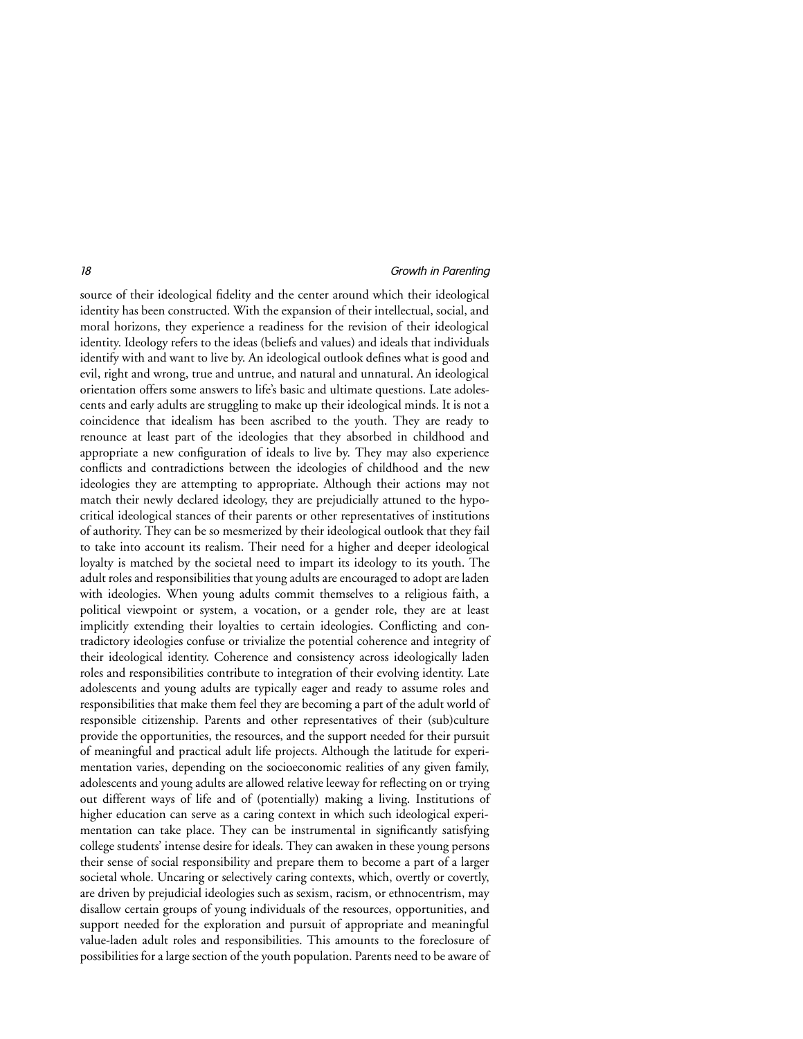source of their ideological fidelity and the center around which their ideological identity has been constructed. With the expansion of their intellectual, social, and moral horizons, they experience a readiness for the revision of their ideological identity. Ideology refers to the ideas (beliefs and values) and ideals that individuals identify with and want to live by. An ideological outlook defines what is good and evil, right and wrong, true and untrue, and natural and unnatural. An ideological orientation offers some answers to life's basic and ultimate questions. Late adolescents and early adults are struggling to make up their ideological minds. It is not a coincidence that idealism has been ascribed to the youth. They are ready to renounce at least part of the ideologies that they absorbed in childhood and appropriate a new configuration of ideals to live by. They may also experience conflicts and contradictions between the ideologies of childhood and the new ideologies they are attempting to appropriate. Although their actions may not match their newly declared ideology, they are prejudicially attuned to the hypocritical ideological stances of their parents or other representatives of institutions of authority. They can be so mesmerized by their ideological outlook that they fail to take into account its realism. Their need for a higher and deeper ideological loyalty is matched by the societal need to impart its ideology to its youth. The adult roles and responsibilities that young adults are encouraged to adopt are laden with ideologies. When young adults commit themselves to a religious faith, a political viewpoint or system, a vocation, or a gender role, they are at least implicitly extending their loyalties to certain ideologies. Conflicting and contradictory ideologies confuse or trivialize the potential coherence and integrity of their ideological identity. Coherence and consistency across ideologically laden roles and responsibilities contribute to integration of their evolving identity. Late adolescents and young adults are typically eager and ready to assume roles and responsibilities that make them feel they are becoming a part of the adult world of responsible citizenship. Parents and other representatives of their (sub)culture provide the opportunities, the resources, and the support needed for their pursuit of meaningful and practical adult life projects. Although the latitude for experimentation varies, depending on the socioeconomic realities of any given family, adolescents and young adults are allowed relative leeway for reflecting on or trying out different ways of life and of (potentially) making a living. Institutions of higher education can serve as a caring context in which such ideological experimentation can take place. They can be instrumental in significantly satisfying college students' intense desire for ideals. They can awaken in these young persons their sense of social responsibility and prepare them to become a part of a larger societal whole. Uncaring or selectively caring contexts, which, overtly or covertly, are driven by prejudicial ideologies such as sexism, racism, or ethnocentrism, may disallow certain groups of young individuals of the resources, opportunities, and support needed for the exploration and pursuit of appropriate and meaningful value-laden adult roles and responsibilities. This amounts to the foreclosure of possibilities for a large section of the youth population. Parents need to be aware of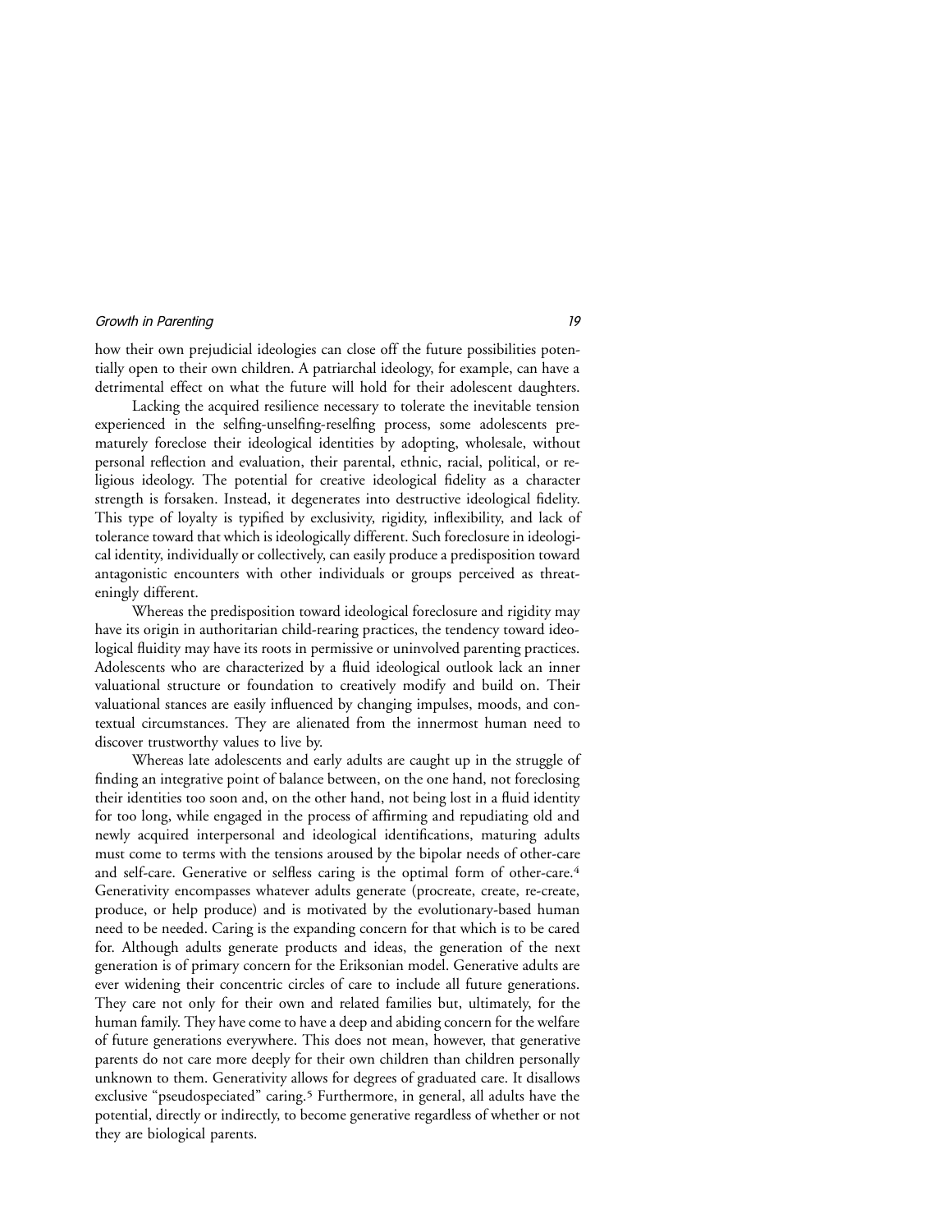how their own prejudicial ideologies can close off the future possibilities potentially open to their own children. A patriarchal ideology, for example, can have a detrimental effect on what the future will hold for their adolescent daughters.

Lacking the acquired resilience necessary to tolerate the inevitable tension experienced in the selfing-unselfing-reselfing process, some adolescents prematurely foreclose their ideological identities by adopting, wholesale, without personal reflection and evaluation, their parental, ethnic, racial, political, or religious ideology. The potential for creative ideological fidelity as a character strength is forsaken. Instead, it degenerates into destructive ideological fidelity. This type of loyalty is typified by exclusivity, rigidity, inflexibility, and lack of tolerance toward that which is ideologically different. Such foreclosure in ideological identity, individually or collectively, can easily produce a predisposition toward antagonistic encounters with other individuals or groups perceived as threateningly different.

Whereas the predisposition toward ideological foreclosure and rigidity may have its origin in authoritarian child-rearing practices, the tendency toward ideological fluidity may have its roots in permissive or uninvolved parenting practices. Adolescents who are characterized by a fluid ideological outlook lack an inner valuational structure or foundation to creatively modify and build on. Their valuational stances are easily influenced by changing impulses, moods, and contextual circumstances. They are alienated from the innermost human need to discover trustworthy values to live by.

Whereas late adolescents and early adults are caught up in the struggle of finding an integrative point of balance between, on the one hand, not foreclosing their identities too soon and, on the other hand, not being lost in a fluid identity for too long, while engaged in the process of affirming and repudiating old and newly acquired interpersonal and ideological identifications, maturing adults must come to terms with the tensions aroused by the bipolar needs of other-care and self-care. Generative or selfless caring is the optimal form of other-care.[4] Generativity encompasses whatever adults generate (procreate, create, re-create, produce, or help produce) and is motivated by the evolutionary-based human need to be needed. Caring is the expanding concern for that which is to be cared for. Although adults generate products and ideas, the generation of the next generation is of primary concern for the Eriksonian model. Generative adults are ever widening their concentric circles of care to include all future generations. They care not only for their own and related families but, ultimately, for the human family. They have come to have a deep and abiding concern for the welfare of future generations everywhere. This does not mean, however, that generative parents do not care more deeply for their own children than children personally unknown to them. Generativity allows for degrees of graduated care. It disallows exclusive "pseudospeciated" caring.[5] Furthermore, in general, all adults have the potential, directly or indirectly, to become generative regardless of whether or not they are biological parents.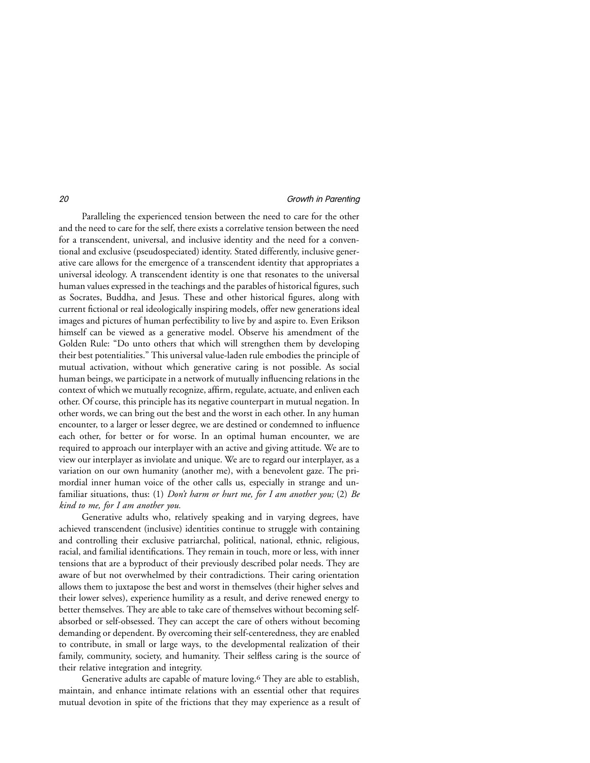Paralleling the experienced tension between the need to care for the other and the need to care for the self, there exists a correlative tension between the need for a transcendent, universal, and inclusive identity and the need for a conventional and exclusive (pseudospeciated) identity. Stated differently, inclusive generative care allows for the emergence of a transcendent identity that appropriates a universal ideology. A transcendent identity is one that resonates to the universal human values expressed in the teachings and the parables of historical figures, such as Socrates, Buddha, and Jesus. These and other historical figures, along with current fictional or real ideologically inspiring models, offer new generations ideal images and pictures of human perfectibility to live by and aspire to. Even Erikson himself can be viewed as a generative model. Observe his amendment of the Golden Rule: "Do unto others that which will strengthen them by developing their best potentialities." This universal value-laden rule embodies the principle of mutual activation, without which generative caring is not possible. As social human beings, we participate in a network of mutually influencing relations in the context of which we mutually recognize, affirm, regulate, actuate, and enliven each other. Of course, this principle has its negative counterpart in mutual negation. In other words, we can bring out the best and the worst in each other. In any human encounter, to a larger or lesser degree, we are destined or condemned to influence each other, for better or for worse. In an optimal human encounter, we are required to approach our interplayer with an active and giving attitude. We are to view our interplayer as inviolate and unique. We are to regard our interplayer, as a variation on our own humanity (another me), with a benevolent gaze. The primordial inner human voice of the other calls us, especially in strange and unfamiliar situations, thus: (1) *Don't harm or hurt me, for I am another you;* (2) *Be kind to me, for I am another you.*

Generative adults who, relatively speaking and in varying degrees, have achieved transcendent (inclusive) identities continue to struggle with containing and controlling their exclusive patriarchal, political, national, ethnic, religious, racial, and familial identifications. They remain in touch, more or less, with inner tensions that are a byproduct of their previously described polar needs. They are aware of but not overwhelmed by their contradictions. Their caring orientation allows them to juxtapose the best and worst in themselves (their higher selves and their lower selves), experience humility as a result, and derive renewed energy to better themselves. They are able to take care of themselves without becoming self-absorbed or self-obsessed. They can accept the care of others without becoming demanding or dependent. By overcoming their self-centeredness, they are enabled to contribute, in small or large ways, to the developmental realization of their family, community, society, and humanity. Their selfless caring is the source of their relative integration and integrity.

Generative adults are capable of mature loving.[6] They are able to establish, maintain, and enhance intimate relations with an essential other that requires mutual devotion in spite of the frictions that they may experience as a result of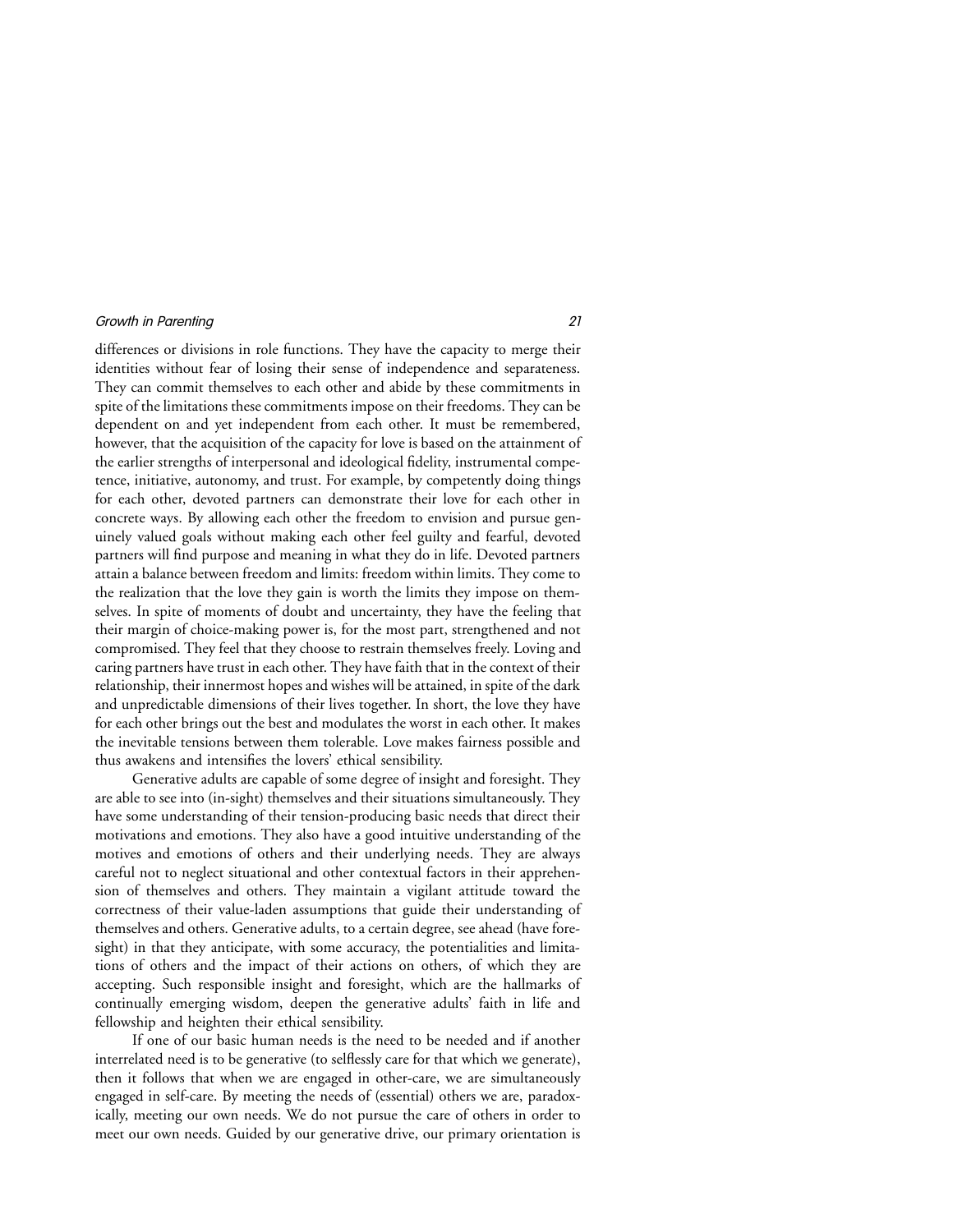differences or divisions in role functions. They have the capacity to merge their identities without fear of losing their sense of independence and separateness. They can commit themselves to each other and abide by these commitments in spite of the limitations these commitments impose on their freedoms. They can be dependent on and yet independent from each other. It must be remembered, however, that the acquisition of the capacity for love is based on the attainment of the earlier strengths of interpersonal and ideological fidelity, instrumental competence, initiative, autonomy, and trust. For example, by competently doing things for each other, devoted partners can demonstrate their love for each other in concrete ways. By allowing each other the freedom to envision and pursue genuinely valued goals without making each other feel guilty and fearful, devoted partners will find purpose and meaning in what they do in life. Devoted partners attain a balance between freedom and limits: freedom within limits. They come to the realization that the love they gain is worth the limits they impose on themselves. In spite of moments of doubt and uncertainty, they have the feeling that their margin of choice-making power is, for the most part, strengthened and not compromised. They feel that they choose to restrain themselves freely. Loving and caring partners have trust in each other. They have faith that in the context of their relationship, their innermost hopes and wishes will be attained, in spite of the dark and unpredictable dimensions of their lives together. In short, the love they have for each other brings out the best and modulates the worst in each other. It makes the inevitable tensions between them tolerable. Love makes fairness possible and thus awakens and intensifies the lovers' ethical sensibility.

Generative adults are capable of some degree of insight and foresight. They are able to see into (in-sight) themselves and their situations simultaneously. They have some understanding of their tension-producing basic needs that direct their motivations and emotions. They also have a good intuitive understanding of the motives and emotions of others and their underlying needs. They are always careful not to neglect situational and other contextual factors in their apprehension of themselves and others. They maintain a vigilant attitude toward the correctness of their value-laden assumptions that guide their understanding of themselves and others. Generative adults, to a certain degree, see ahead (have foresight) in that they anticipate, with some accuracy, the potentialities and limitations of others and the impact of their actions on others, of which they are accepting. Such responsible insight and foresight, which are the hallmarks of continually emerging wisdom, deepen the generative adults' faith in life and fellowship and heighten their ethical sensibility.

If one of our basic human needs is the need to be needed and if another interrelated need is to be generative (to selflessly care for that which we generate), then it follows that when we are engaged in other-care, we are simultaneously engaged in self-care. By meeting the needs of (essential) others we are, paradoxically, meeting our own needs. We do not pursue the care of others in order to meet our own needs. Guided by our generative drive, our primary orientation is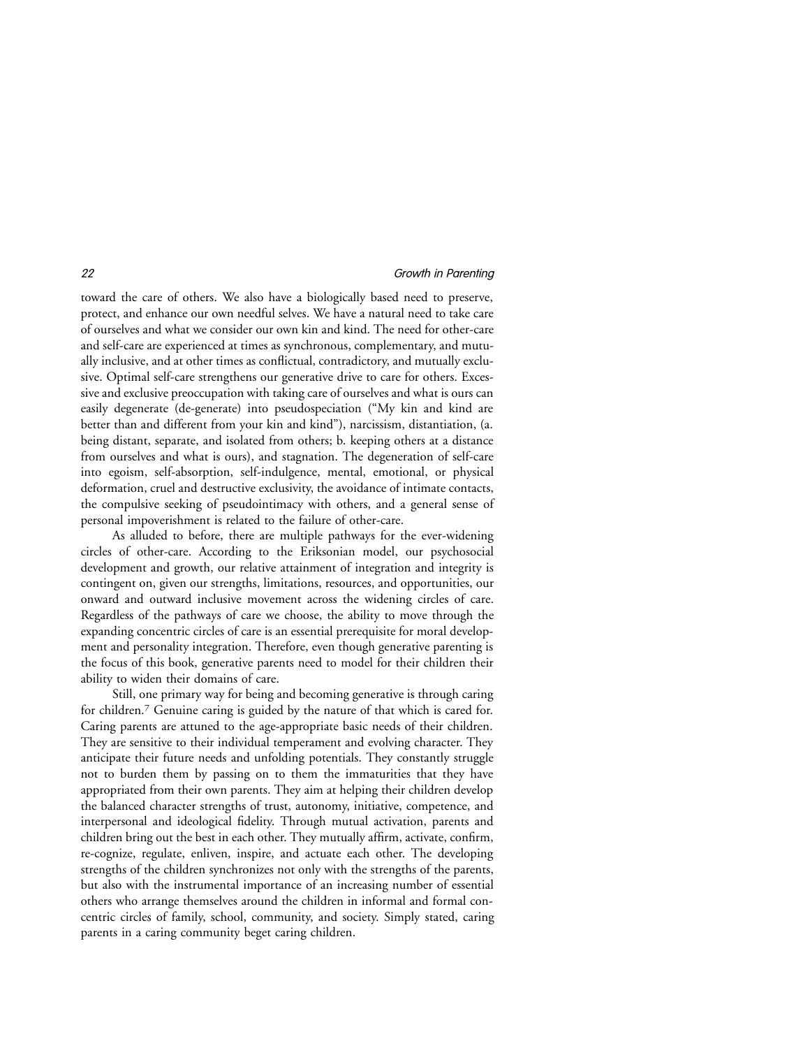toward the care of others. We also have a biologically based need to preserve, protect, and enhance our own needful selves. We have a natural need to take care of ourselves and what we consider our own kin and kind. The need for other-care and self-care are experienced at times as synchronous, complementary, and mutually inclusive, and at other times as conflictual, contradictory, and mutually exclusive. Optimal self-care strengthens our generative drive to care for others. Excessive and exclusive preoccupation with taking care of ourselves and what is ours can easily degenerate (de-generate) into pseudospeciation ("My kin and kind are better than and different from your kin and kind"), narcissism, distantiation, (a. being distant, separate, and isolated from others; b. keeping others at a distance from ourselves and what is ours), and stagnation. The degeneration of self-care into egoism, self-absorption, self-indulgence, mental, emotional, or physical deformation, cruel and destructive exclusivity, the avoidance of intimate contacts, the compulsive seeking of pseudointimacy with others, and a general sense of personal impoverishment is related to the failure of other-care.

As alluded to before, there are multiple pathways for the ever-widening circles of other-care. According to the Eriksonian model, our psychosocial development and growth, our relative attainment of integration and integrity is contingent on, given our strengths, limitations, resources, and opportunities, our onward and outward inclusive movement across the widening circles of care. Regardless of the pathways of care we choose, the ability to move through the expanding concentric circles of care is an essential prerequisite for moral development and personality integration. Therefore, even though generative parenting is the focus of this book, generative parents need to model for their children their ability to widen their domains of care.

Still, one primary way for being and becoming generative is through caring for children.[7] Genuine caring is guided by the nature of that which is cared for. Caring parents are attuned to the age-appropriate basic needs of their children. They are sensitive to their individual temperament and evolving character. They anticipate their future needs and unfolding potentials. They constantly struggle not to burden them by passing on to them the immaturities that they have appropriated from their own parents. They aim at helping their children develop the balanced character strengths of trust, autonomy, initiative, competence, and interpersonal and ideological fidelity. Through mutual activation, parents and children bring out the best in each other. They mutually affirm, activate, confirm, re-cognize, regulate, enliven, inspire, and actuate each other. The developing strengths of the children synchronizes not only with the strengths of the parents, but also with the instrumental importance of an increasing number of essential others who arrange themselves around the children in informal and formal concentric circles of family, school, community, and society. Simply stated, caring parents in a caring community beget caring children.